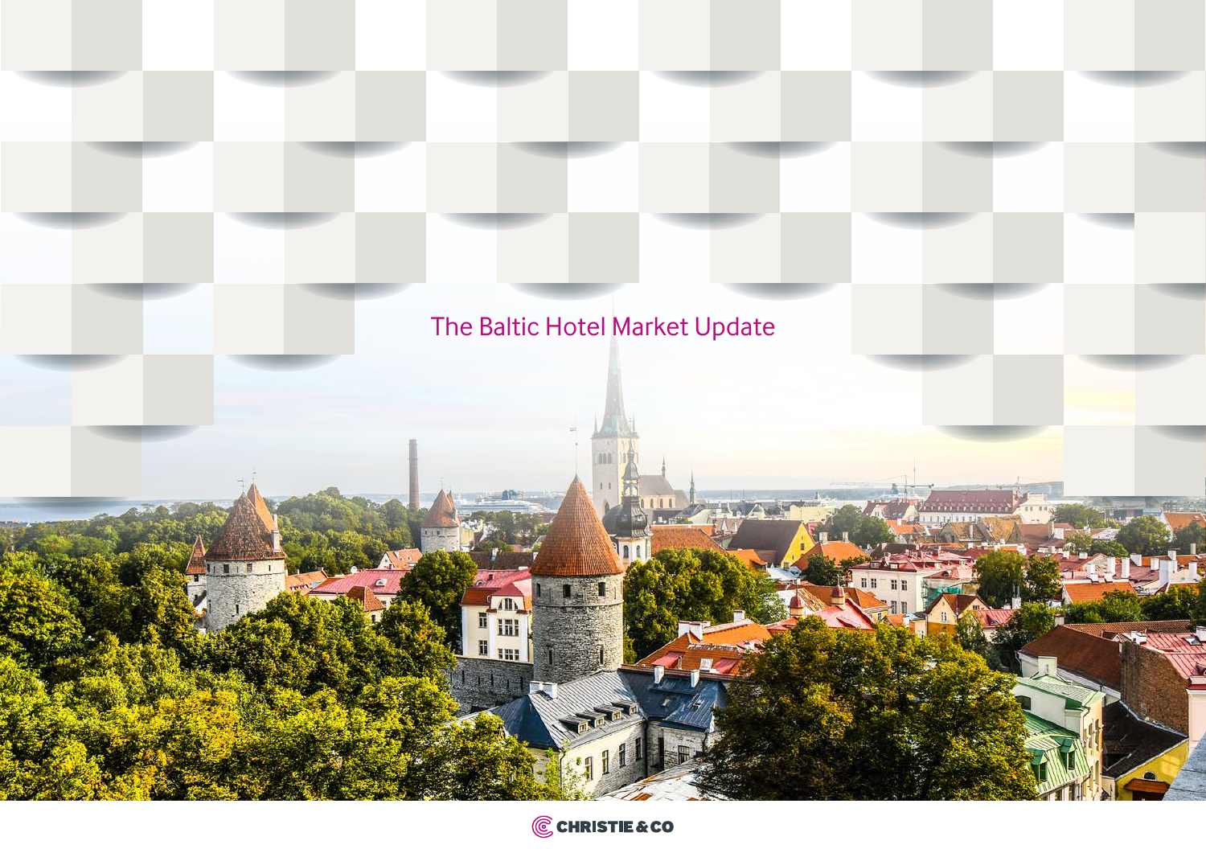# The Baltic Hotel Market Update

CHRISTIE & CO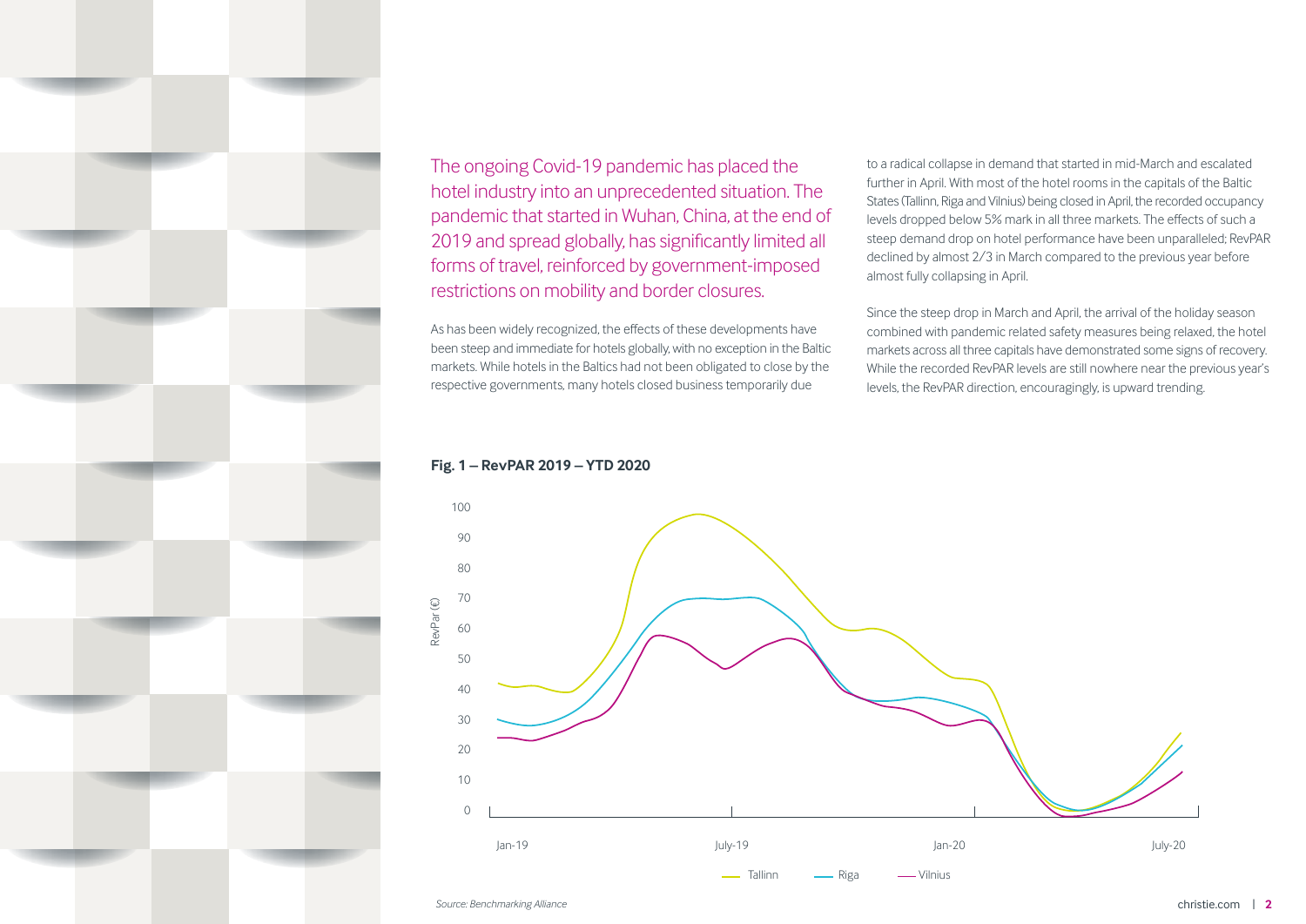The ongoing Covid-19 pandemic has placed the hotel industry into an unprecedented situation. The pandemic that started in Wuhan, China, at the end of 2019 and spread globally, has significantly limited all forms of travel, reinforced by government-imposed restrictions on mobility and border closures.

As has been widely recognized, the effects of these developments have been steep and immediate for hotels globally, with no exception in the Baltic markets. While hotels in the Baltics had not been obligated to close by the respective governments, many hotels closed business temporarily due to a radical collapse in demand that started in mid-March and escalated further in April. With most of the hotel rooms in the capitals of the Baltic States (Tallinn, Riga and Vilnius) being closed in April, the recorded occupancy levels dropped below 5% mark in all three markets. The effects of such a steep demand drop on hotel performance have been unparalleled; RevPAR declined by almost 2/3 in March compared to the previous year before almost fully collapsing in April.

Since the steep drop in March and April, the arrival of the holiday season combined with pandemic related safety measures being relaxed, the hotel markets across all three capitals have demonstrated some signs of recovery. While the recorded RevPAR levels are still nowhere near the previous year's levels, the RevPAR direction, encouragingly, is upward trending.

**Fig. 1 – RevPAR 2019 – YTD 2020**

RevPar (€): 0–100; Jan-19, July-19, Jan-20, July-20

Tallinn | Riga | Vilnius

*Source: Benchmarking Alliance*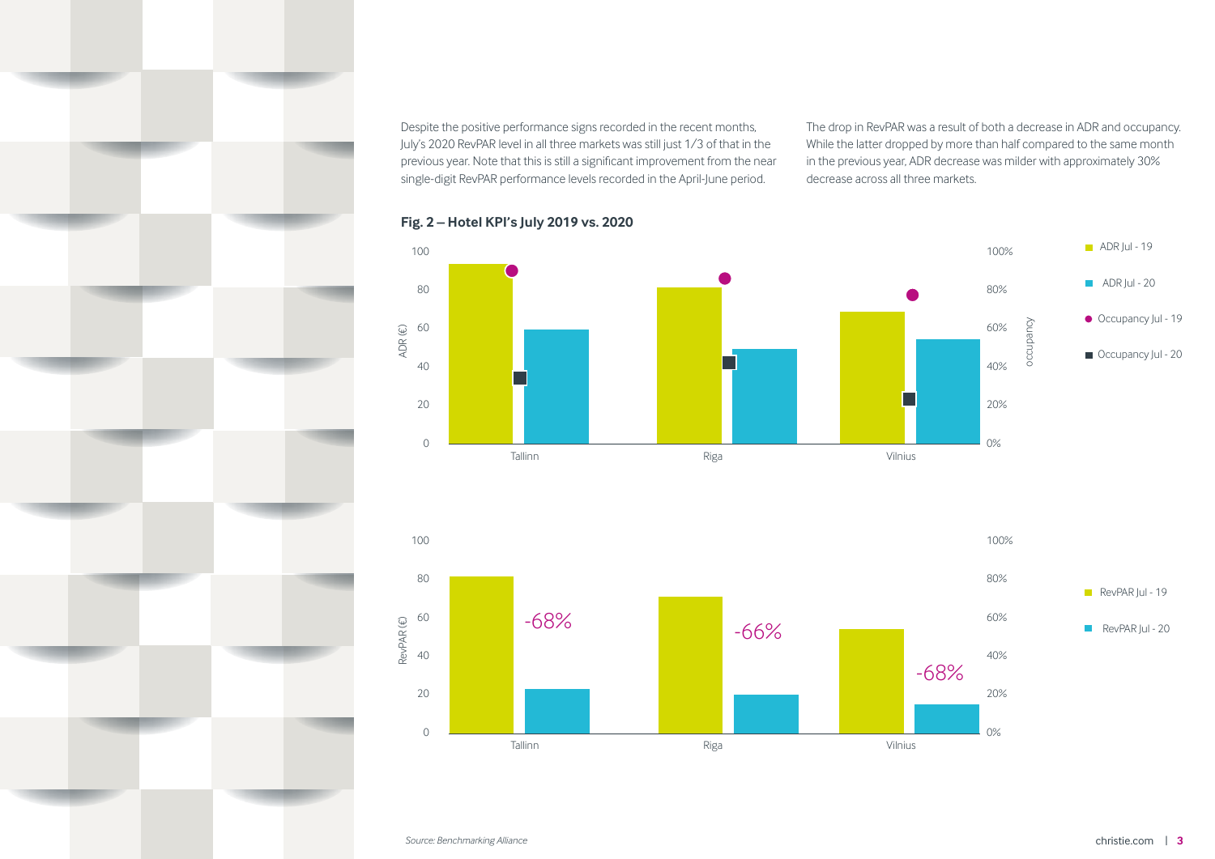Despite the positive performance signs recorded in the recent months, July's 2020 RevPAR level in all three markets was still just 1/3 of that in the previous year. Note that this is still a significant improvement from the near single-digit RevPAR performance levels recorded in the April-June period.

The drop in RevPAR was a result of both a decrease in ADR and occupancy. While the latter dropped by more than half compared to the same month in the previous year, ADR decrease was milder with approximately 30% decrease across all three markets.

**Fig. 2 – Hotel KPI's July 2019 vs. 2020**

*Source: Benchmarking Alliance*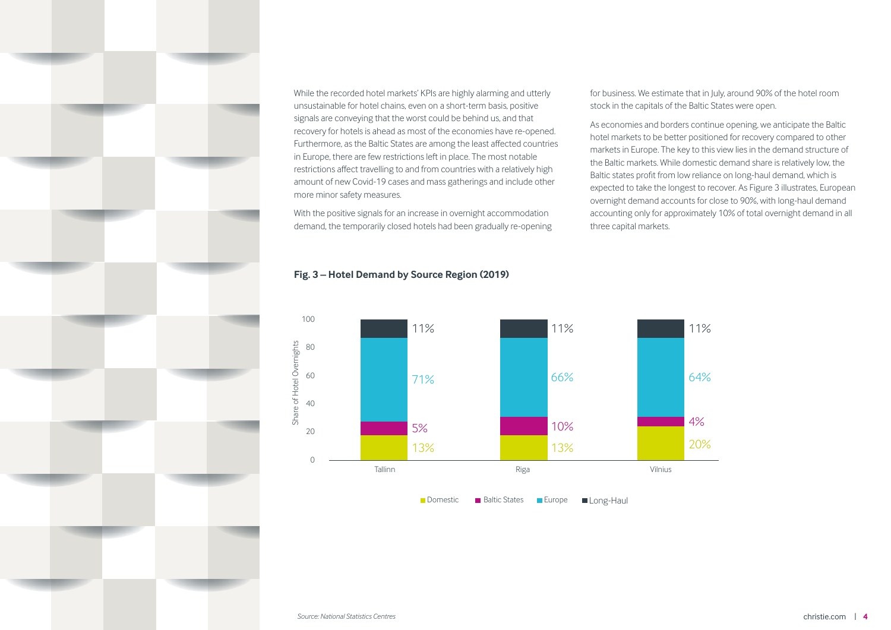While the recorded hotel markets' KPIs are highly alarming and utterly unsustainable for hotel chains, even on a short-term basis, positive signals are conveying that the worst could be behind us, and that recovery for hotels is ahead as most of the economies have re-opened. Furthermore, as the Baltic States are among the least affected countries in Europe, there are few restrictions left in place. The most notable restrictions affect travelling to and from countries with a relatively high amount of new Covid-19 cases and mass gatherings and include other more minor safety measures.

With the positive signals for an increase in overnight accommodation demand, the temporarily closed hotels had been gradually re-opening for business. We estimate that in July, around 90% of the hotel room stock in the capitals of the Baltic States were open.

As economies and borders continue opening, we anticipate the Baltic hotel markets to be better positioned for recovery compared to other markets in Europe. The key to this view lies in the demand structure of the Baltic markets. While domestic demand share is relatively low, the Baltic states profit from low reliance on long-haul demand, which is expected to take the longest to recover. As Figure 3 illustrates, European overnight demand accounts for close to 90%, with long-haul demand accounting only for approximately 10% of total overnight demand in all three capital markets.

**Fig. 3 – Hotel Demand by Source Region (2019)**

| Share of Hotel Overnights | Tallinn | Riga | Vilnius |
|---|---|---|---|
| Domestic | 13% | 13% | 20% |
| Baltic States | 5% | 10% | 4% |
| Europe | 71% | 66% | 64% |
| Long-Haul | 11% | 11% | 11% |

*Source: National Statistics Centres*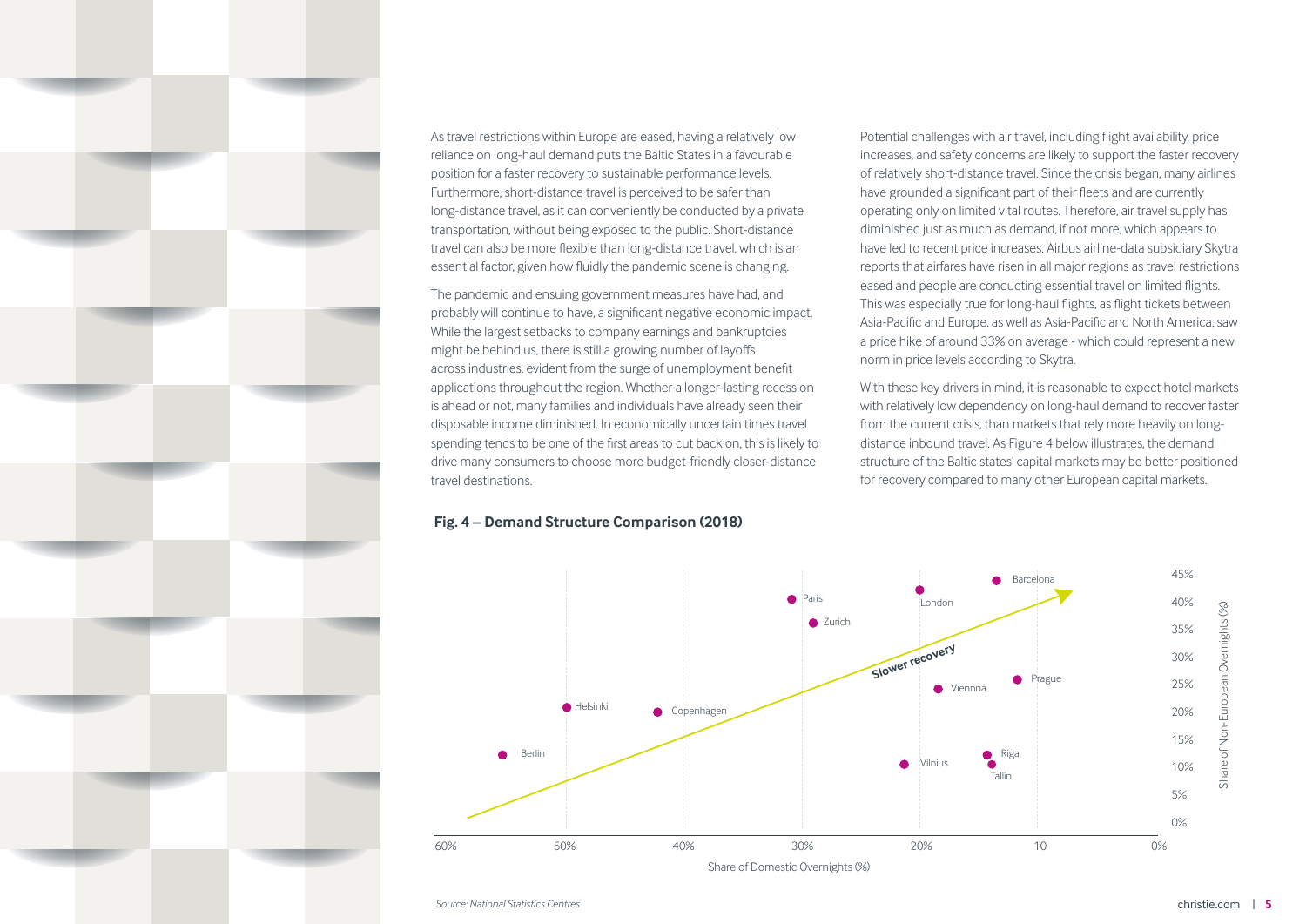As travel restrictions within Europe are eased, having a relatively low reliance on long-haul demand puts the Baltic States in a favourable position for a faster recovery to sustainable performance levels. Furthermore, short-distance travel is perceived to be safer than long-distance travel, as it can conveniently be conducted by a private transportation, without being exposed to the public. Short-distance travel can also be more flexible than long-distance travel, which is an essential factor, given how fluidly the pandemic scene is changing.

The pandemic and ensuing government measures have had, and probably will continue to have, a significant negative economic impact. While the largest setbacks to company earnings and bankruptcies might be behind us, there is still a growing number of layoffs across industries, evident from the surge of unemployment benefit applications throughout the region. Whether a longer-lasting recession is ahead or not, many families and individuals have already seen their disposable income diminished. In economically uncertain times travel spending tends to be one of the first areas to cut back on, this is likely to drive many consumers to choose more budget-friendly closer-distance travel destinations.

Potential challenges with air travel, including flight availability, price increases, and safety concerns are likely to support the faster recovery of relatively short-distance travel. Since the crisis began, many airlines have grounded a significant part of their fleets and are currently operating only on limited vital routes. Therefore, air travel supply has diminished just as much as demand, if not more, which appears to have led to recent price increases. Airbus airline-data subsidiary Skytra reports that airfares have risen in all major regions as travel restrictions eased and people are conducting essential travel on limited flights. This was especially true for long-haul flights, as flight tickets between Asia-Pacific and Europe, as well as Asia-Pacific and North America, saw a price hike of around 33% on average - which could represent a new norm in price levels according to Skytra.

With these key drivers in mind, it is reasonable to expect hotel markets with relatively low dependency on long-haul demand to recover faster from the current crisis, than markets that rely more heavily on long-distance inbound travel. As Figure 4 below illustrates, the demand structure of the Baltic states' capital markets may be better positioned for recovery compared to many other European capital markets.

**Fig. 4 – Demand Structure Comparison (2018)**

Scatter chart — x-axis: Share of Domestic Overnights (%), 60% to 0%; y-axis: Share of Non-European Overnights (%), 0% to 45%. Arrow labelled "Slower recovery". Points plotted: Barcelona, London, Paris, Zurich, Prague, Viennna, Helsinki, Copenhagen, Berlin, Riga, Vilnius, Tallin.

*Source: National Statistics Centres*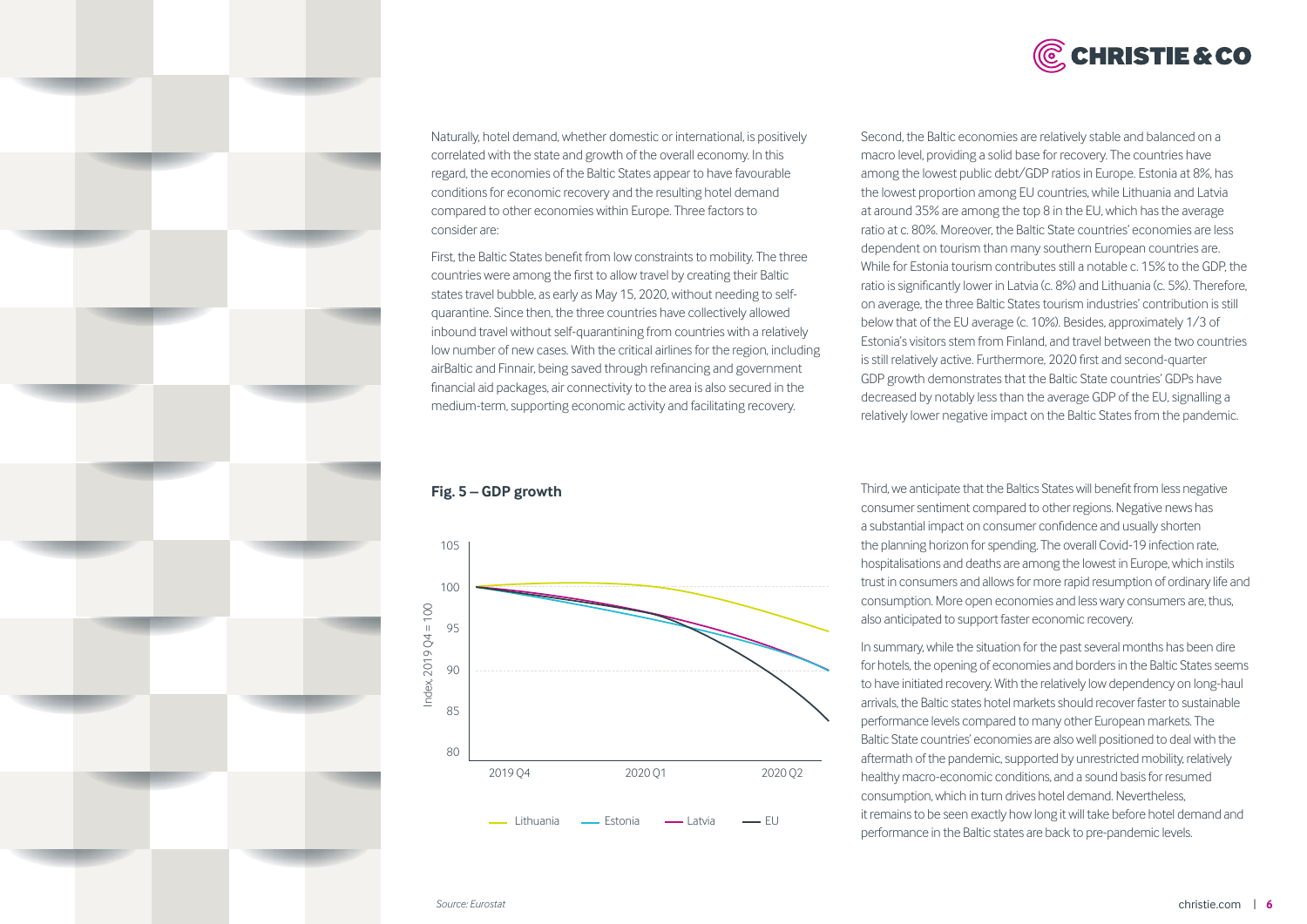Naturally, hotel demand, whether domestic or international, is positively correlated with the state and growth of the overall economy. In this regard, the economies of the Baltic States appear to have favourable conditions for economic recovery and the resulting hotel demand compared to other economies within Europe. Three factors to consider are:

First, the Baltic States benefit from low constraints to mobility. The three countries were among the first to allow travel by creating their Baltic states travel bubble, as early as May 15, 2020, without needing to self-quarantine. Since then, the three countries have collectively allowed inbound travel without self-quarantining from countries with a relatively low number of new cases. With the critical airlines for the region, including airBaltic and Finnair, being saved through refinancing and government financial aid packages, air connectivity to the area is also secured in the medium-term, supporting economic activity and facilitating recovery.

Second, the Baltic economies are relatively stable and balanced on a macro level, providing a solid base for recovery. The countries have among the lowest public debt/GDP ratios in Europe. Estonia at 8%, has the lowest proportion among EU countries, while Lithuania and Latvia at around 35% are among the top 8 in the EU, which has the average ratio at c. 80%. Moreover, the Baltic State countries' economies are less dependent on tourism than many southern European countries are. While for Estonia tourism contributes still a notable c. 15% to the GDP, the ratio is significantly lower in Latvia (c. 8%) and Lithuania (c. 5%). Therefore, on average, the three Baltic States tourism industries' contribution is still below that of the EU average (c. 10%). Besides, approximately 1/3 of Estonia's visitors stem from Finland, and travel between the two countries is still relatively active. Furthermore, 2020 first and second-quarter GDP growth demonstrates that the Baltic State countries' GDPs have decreased by notably less than the average GDP of the EU, signalling a relatively lower negative impact on the Baltic States from the pandemic.

**Fig. 5 – GDP growth**

Index, 2019 Q4 = 100 (2019 Q4, 2020 Q1, 2020 Q2) — Lithuania, Estonia, Latvia, EU

*Source: Eurostat*

Third, we anticipate that the Baltics States will benefit from less negative consumer sentiment compared to other regions. Negative news has a substantial impact on consumer confidence and usually shorten the planning horizon for spending. The overall Covid-19 infection rate, hospitalisations and deaths are among the lowest in Europe, which instils trust in consumers and allows for more rapid resumption of ordinary life and consumption. More open economies and less wary consumers are, thus, also anticipated to support faster economic recovery.

In summary, while the situation for the past several months has been dire for hotels, the opening of economies and borders in the Baltic States seems to have initiated recovery. With the relatively low dependency on long-haul arrivals, the Baltic states hotel markets should recover faster to sustainable performance levels compared to many other European markets. The Baltic State countries' economies are also well positioned to deal with the aftermath of the pandemic, supported by unrestricted mobility, relatively healthy macro-economic conditions, and a sound basis for resumed consumption, which in turn drives hotel demand. Nevertheless, it remains to be seen exactly how long it will take before hotel demand and performance in the Baltic states are back to pre-pandemic levels.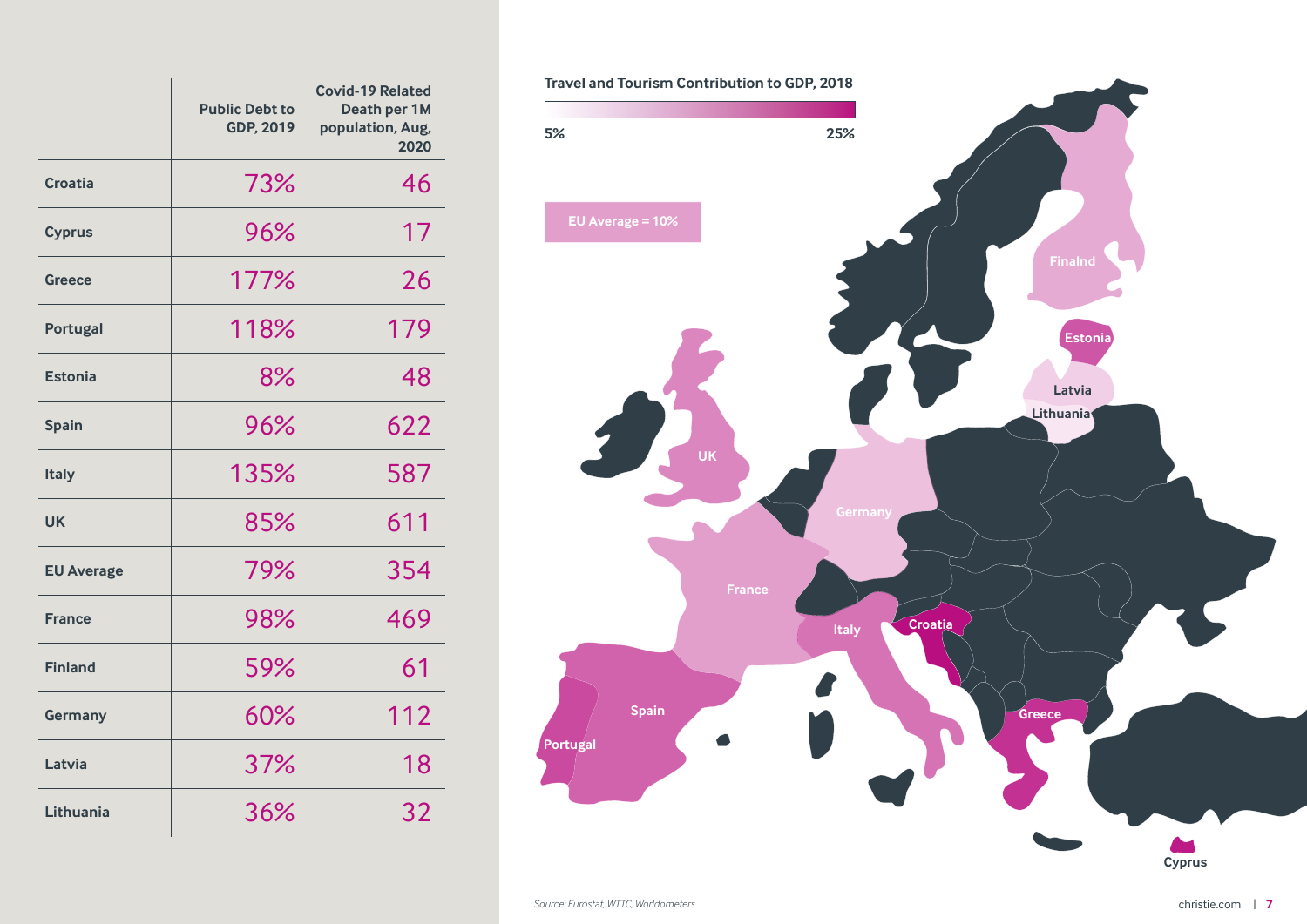| | Public Debt to GDP, 2019 | Covid-19 Related Death per 1M population, Aug, 2020 |
|---|---|---|
| Croatia | 73% | 46 |
| Cyprus | 96% | 17 |
| Greece | 177% | 26 |
| Portugal | 118% | 179 |
| Estonia | 8% | 48 |
| Spain | 96% | 622 |
| Italy | 135% | 587 |
| UK | 85% | 611 |
| EU Average | 79% | 354 |
| France | 98% | 469 |
| Finland | 59% | 61 |
| Germany | 60% | 112 |
| Latvia | 37% | 18 |
| Lithuania | 36% | 32 |

**Travel and Tourism Contribution to GDP, 2018**

5% — 25%

EU Average = 10%

Finalnd, Estonia, Latvia, Lithuania, UK, Germany, France, Italy, Croatia, Spain, Portugal, Greece, Cyprus

*Source: Eurostat, WTTC, Worldometers*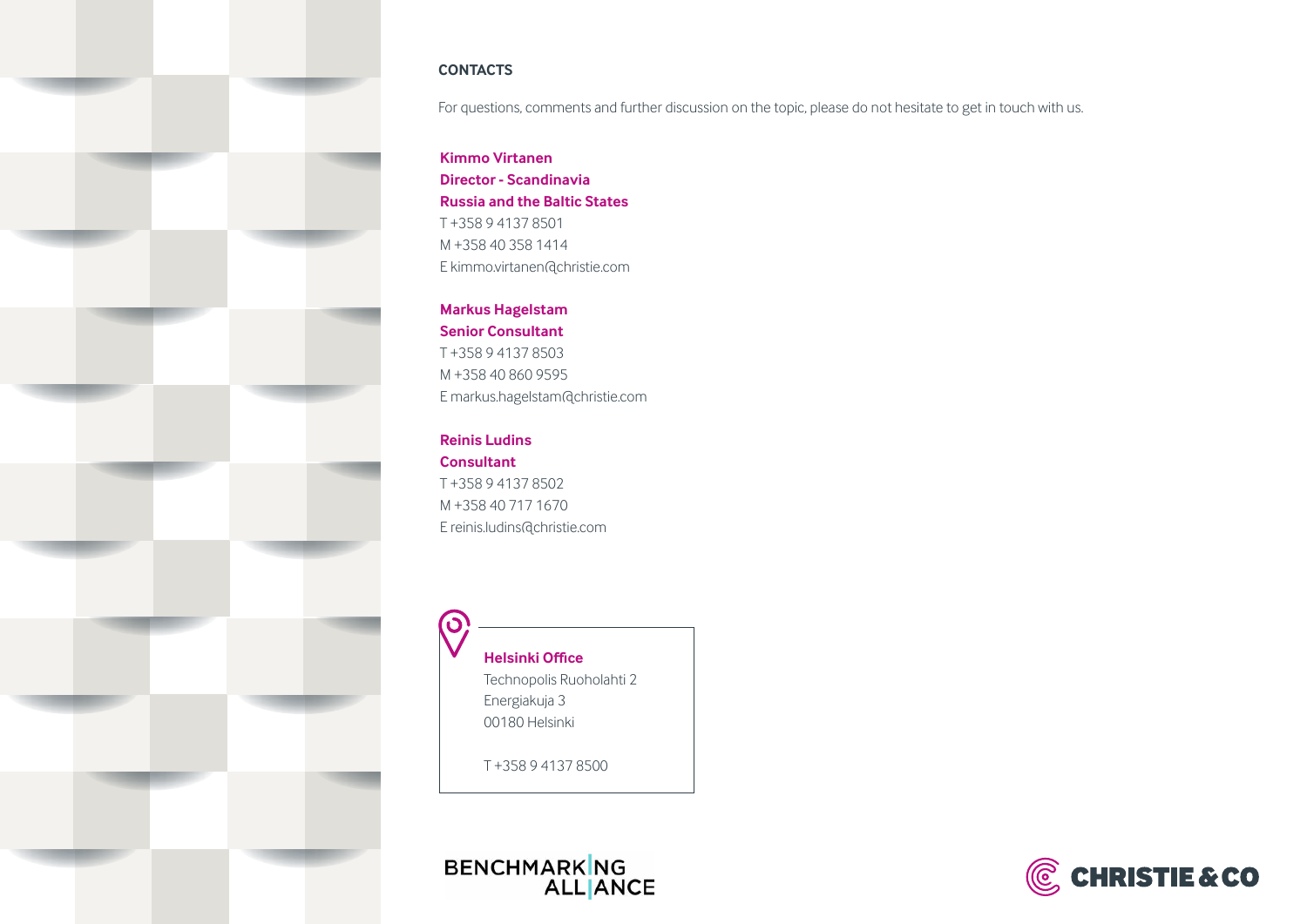## CONTACTS

For questions, comments and further discussion on the topic, please do not hesitate to get in touch with us.

**Kimmo Virtanen**
**Director - Scandinavia**
**Russia and the Baltic States**
T +358 9 4137 8501
M +358 40 358 1414
E kimmo.virtanen@christie.com

**Markus Hagelstam**
**Senior Consultant**
T +358 9 4137 8503
M +358 40 860 9595
E markus.hagelstam@christie.com

**Reinis Ludins**
**Consultant**
T +358 9 4137 8502
M +358 40 717 1670
E reinis.ludins@christie.com

**Helsinki Office**
Technopolis Ruoholahti 2
Energiakuja 3
00180 Helsinki

T +358 9 4137 8500

BENCHMARKING ALLIANCE

CHRISTIE & CO